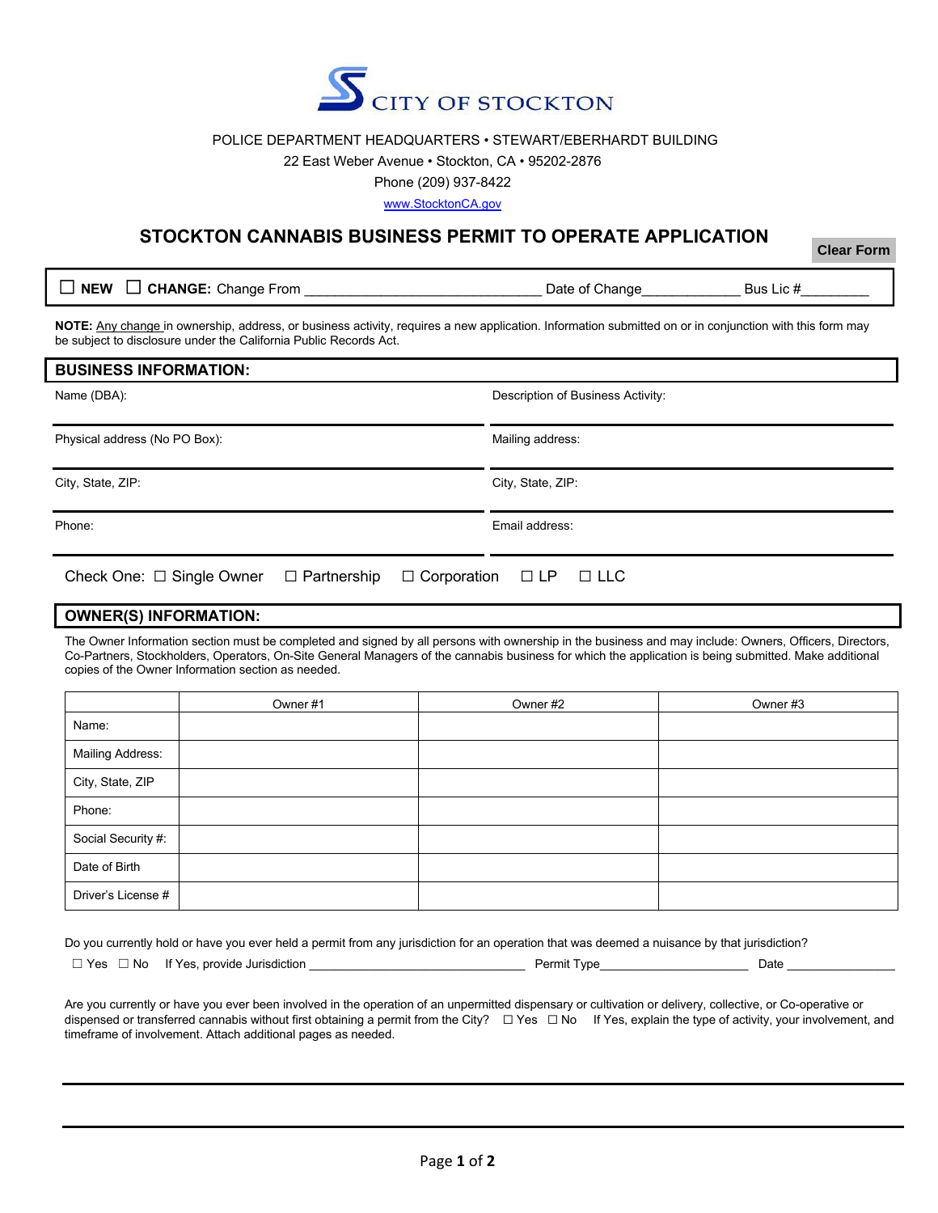CITY OF STOCKTON

POLICE DEPARTMENT HEADQUARTERS • STEWART/EBERHARDT BUILDING
22 East Weber Avenue • Stockton, CA • 95202-2876
Phone (209) 937-8422
www.StocktonCA.gov

# STOCKTON CANNABIS BUSINESS PERMIT TO OPERATE APPLICATION

Clear Form

☐ **NEW** ☐ **CHANGE:** Change From ______________________________ Date of Change____________ Bus Lic #_________

**NOTE:** Any change in ownership, address, or business activity, requires a new application. Information submitted on or in conjunction with this form may be subject to disclosure under the California Public Records Act.

## BUSINESS INFORMATION:

| | |
|---|---|
| Name (DBA): | Description of Business Activity: |
| Physical address (No PO Box): | Mailing address: |
| City, State, ZIP: | City, State, ZIP: |
| Phone: | Email address: |

Check One: ☐ Single Owner ☐ Partnership ☐ Corporation ☐ LP ☐ LLC

## OWNER(S) INFORMATION:

The Owner Information section must be completed and signed by all persons with ownership in the business and may include: Owners, Officers, Directors, Co-Partners, Stockholders, Operators, On-Site General Managers of the cannabis business for which the application is being submitted. Make additional copies of the Owner Information section as needed.

| | Owner #1 | Owner #2 | Owner #3 |
|---|---|---|---|
| Name: | | | |
| Mailing Address: | | | |
| City, State, ZIP | | | |
| Phone: | | | |
| Social Security #: | | | |
| Date of Birth | | | |
| Driver's License # | | | |

Do you currently hold or have you ever held a permit from any jurisdiction for an operation that was deemed a nuisance by that jurisdiction?

☐ Yes ☐ No If Yes, provide Jurisdiction ________________________________ Permit Type______________________ Date ________________

Are you currently or have you ever been involved in the operation of an unpermitted dispensary or cultivation or delivery, collective, or Co-operative or dispensed or transferred cannabis without first obtaining a permit from the City? ☐ Yes ☐ No If Yes, explain the type of activity, your involvement, and timeframe of involvement. Attach additional pages as needed.

______________________________________________________________________

______________________________________________________________________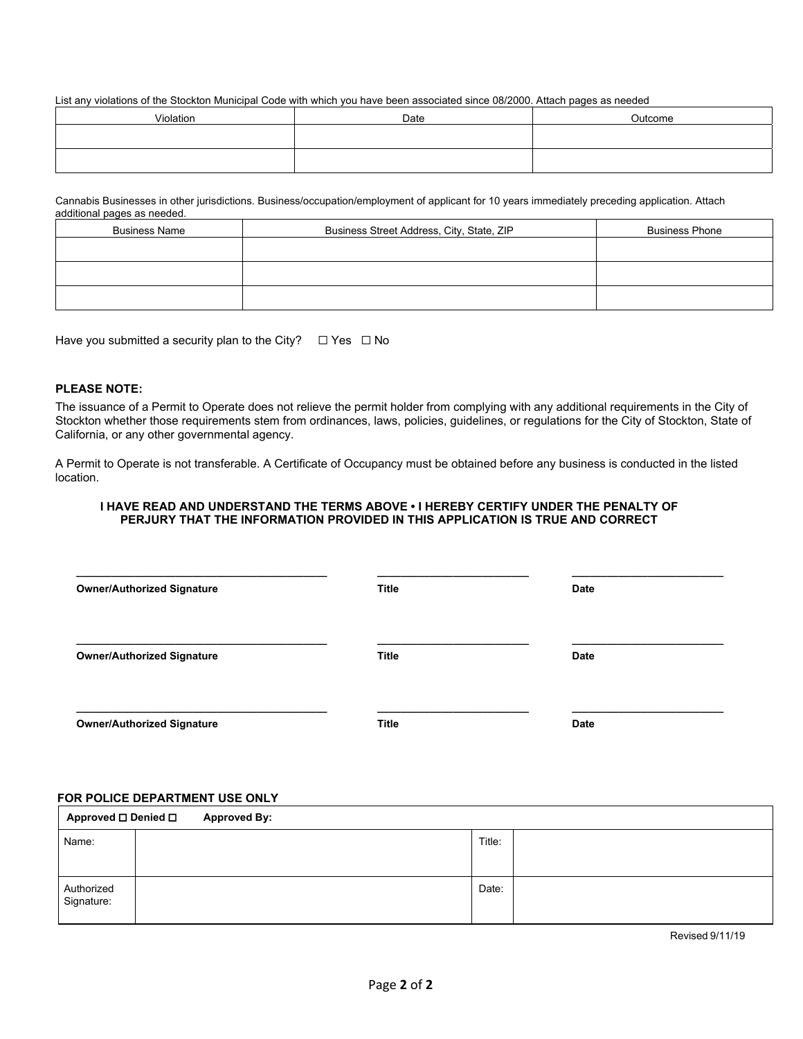List any violations of the Stockton Municipal Code with which you have been associated since 08/2000. Attach pages as needed

| Violation | Date | Outcome |
|---|---|---|
| | | |
| | | |

Cannabis Businesses in other jurisdictions. Business/occupation/employment of applicant for 10 years immediately preceding application. Attach additional pages as needed.

| Business Name | Business Street Address, City, State, ZIP | Business Phone |
|---|---|---|
| | | |
| | | |
| | | |

Have you submitted a security plan to the City? ☐ Yes ☐ No

**PLEASE NOTE:**

The issuance of a Permit to Operate does not relieve the permit holder from complying with any additional requirements in the City of Stockton whether those requirements stem from ordinances, laws, policies, guidelines, or regulations for the City of Stockton, State of California, or any other governmental agency.

A Permit to Operate is not transferable. A Certificate of Occupancy must be obtained before any business is conducted in the listed location.

**I HAVE READ AND UNDERSTAND THE TERMS ABOVE • I HEREBY CERTIFY UNDER THE PENALTY OF PERJURY THAT THE INFORMATION PROVIDED IN THIS APPLICATION IS TRUE AND CORRECT**

| | | |
|---|---|---|
| ______________________________ | __________________ | __________________ |
| **Owner/Authorized Signature** | **Title** | **Date** |
| ______________________________ | __________________ | __________________ |
| **Owner/Authorized Signature** | **Title** | **Date** |
| ______________________________ | __________________ | __________________ |
| **Owner/Authorized Signature** | **Title** | **Date** |

**FOR POLICE DEPARTMENT USE ONLY**

| **Approved ☐ Denied ☐ Approved By:** | | | |
|---|---|---|---|
| Name: | | Title: | |
| Authorized Signature: | | Date: | |

Revised 9/11/19